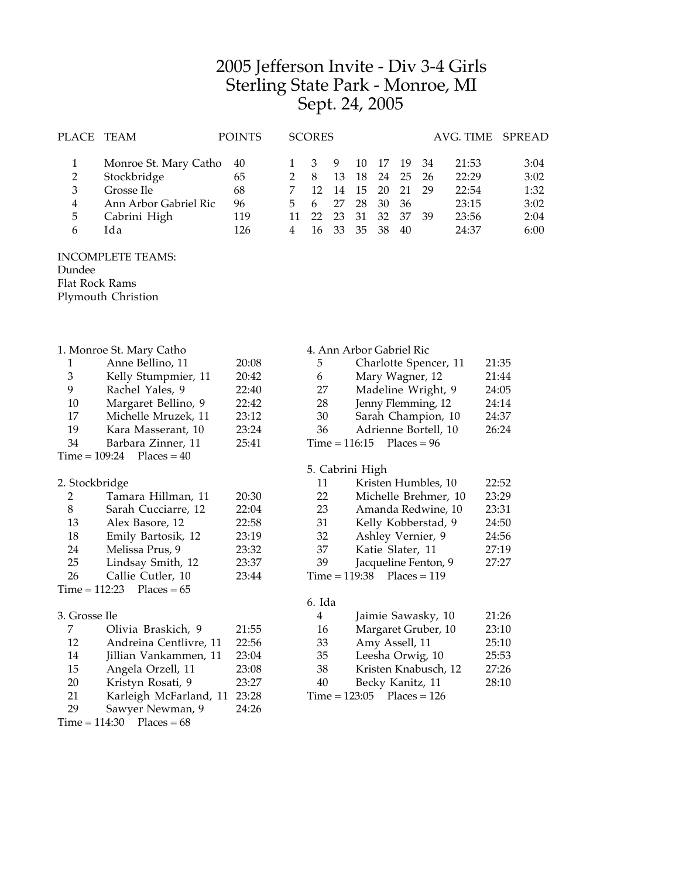# 2005 Jefferson Invite - Div 3-4 Girls
## Sterling State Park - Monroe, MI
## Sept. 24, 2005

| PLACE | TEAM | POINTS | SCORES | | | | | | | AVG. TIME | SPREAD |
|---|---|---|---|---|---|---|---|---|---|---|---|
| 1 | Monroe St. Mary Catho | 40 | 1 | 3 | 9 | 10 | 17 | 19 | 34 | 21:53 | 3:04 |
| 2 | Stockbridge | 65 | 2 | 8 | 13 | 18 | 24 | 25 | 26 | 22:29 | 3:02 |
| 3 | Grosse Ile | 68 | 7 | 12 | 14 | 15 | 20 | 21 | 29 | 22:54 | 1:32 |
| 4 | Ann Arbor Gabriel Ric | 96 | 5 | 6 | 27 | 28 | 30 | 36 | | 23:15 | 3:02 |
| 5 | Cabrini High | 119 | 11 | 22 | 23 | 31 | 32 | 37 | 39 | 23:56 | 2:04 |
| 6 | Ida | 126 | 4 | 16 | 33 | 35 | 38 | 40 | | 24:37 | 6:00 |

INCOMPLETE TEAMS:
Dundee
Flat Rock Rams
Plymouth Christion

**1. Monroe St. Mary Catho**

| Place | Name | Time |
|---|---|---|
| 1 | Anne Bellino, 11 | 20:08 |
| 3 | Kelly Stumpmier, 11 | 20:42 |
| 9 | Rachel Yales, 9 | 22:40 |
| 10 | Margaret Bellino, 9 | 22:42 |
| 17 | Michelle Mruzek, 11 | 23:12 |
| 19 | Kara Masserant, 10 | 23:24 |
| 34 | Barbara Zinner, 11 | 25:41 |

Time = 109:24 Places = 40

**2. Stockbridge**

| Place | Name | Time |
|---|---|---|
| 2 | Tamara Hillman, 11 | 20:30 |
| 8 | Sarah Cucciarre, 12 | 22:04 |
| 13 | Alex Basore, 12 | 22:58 |
| 18 | Emily Bartosik, 12 | 23:19 |
| 24 | Melissa Prus, 9 | 23:32 |
| 25 | Lindsay Smith, 12 | 23:37 |
| 26 | Callie Cutler, 10 | 23:44 |

Time = 112:23 Places = 65

**3. Grosse Ile**

| Place | Name | Time |
|---|---|---|
| 7 | Olivia Braskich, 9 | 21:55 |
| 12 | Andreina Centlivre, 11 | 22:56 |
| 14 | Jillian Vankammen, 11 | 23:04 |
| 15 | Angela Orzell, 11 | 23:08 |
| 20 | Kristyn Rosati, 9 | 23:27 |
| 21 | Karleigh McFarland, 11 | 23:28 |
| 29 | Sawyer Newman, 9 | 24:26 |

Time = 114:30 Places = 68

**4. Ann Arbor Gabriel Ric**

| Place | Name | Time |
|---|---|---|
| 5 | Charlotte Spencer, 11 | 21:35 |
| 6 | Mary Wagner, 12 | 21:44 |
| 27 | Madeline Wright, 9 | 24:05 |
| 28 | Jenny Flemming, 12 | 24:14 |
| 30 | Sarah Champion, 10 | 24:37 |
| 36 | Adrienne Bortell, 10 | 26:24 |

Time = 116:15 Places = 96

**5. Cabrini High**

| Place | Name | Time |
|---|---|---|
| 11 | Kristen Humbles, 10 | 22:52 |
| 22 | Michelle Brehmer, 10 | 23:29 |
| 23 | Amanda Redwine, 10 | 23:31 |
| 31 | Kelly Kobberstad, 9 | 24:50 |
| 32 | Ashley Vernier, 9 | 24:56 |
| 37 | Katie Slater, 11 | 27:19 |
| 39 | Jacqueline Fenton, 9 | 27:27 |

Time = 119:38 Places = 119

**6. Ida**

| Place | Name | Time |
|---|---|---|
| 4 | Jaimie Sawasky, 10 | 21:26 |
| 16 | Margaret Gruber, 10 | 23:10 |
| 33 | Amy Assell, 11 | 25:10 |
| 35 | Leesha Orwig, 10 | 25:53 |
| 38 | Kristen Knabusch, 12 | 27:26 |
| 40 | Becky Kanitz, 11 | 28:10 |

Time = 123:05 Places = 126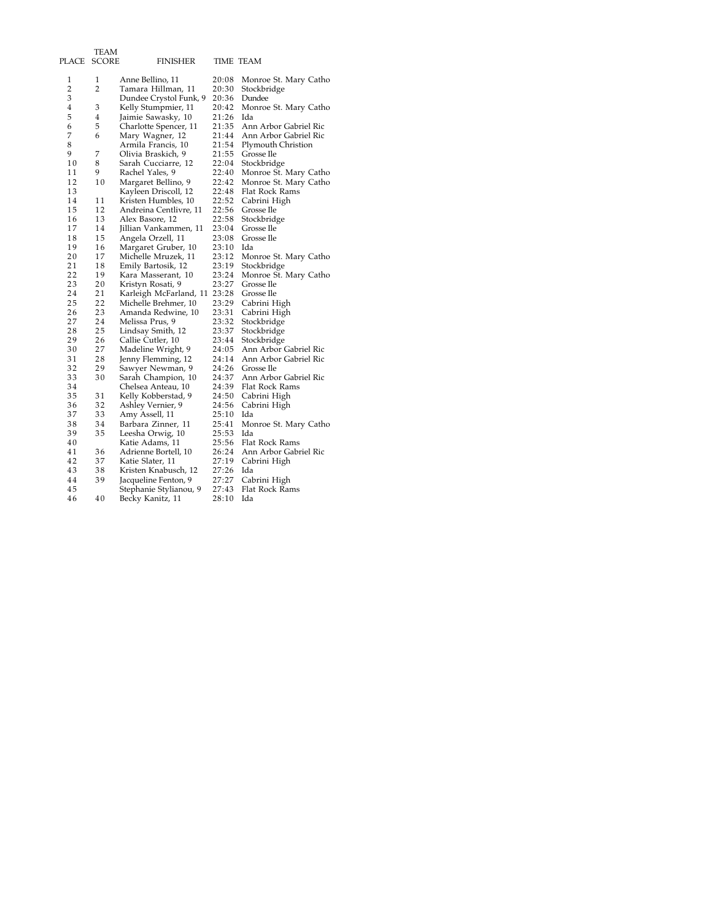| PLACE | TEAM SCORE | FINISHER | TIME | TEAM |
|---|---|---|---|---|
| 1 | 1 | Anne Bellino, 11 | 20:08 | Monroe St. Mary Catho |
| 2 | 2 | Tamara Hillman, 11 | 20:30 | Stockbridge |
| 3 | | Dundee Crystol Funk, 9 | 20:36 | Dundee |
| 4 | 3 | Kelly Stumpmier, 11 | 20:42 | Monroe St. Mary Catho |
| 5 | 4 | Jaimie Sawasky, 10 | 21:26 | Ida |
| 6 | 5 | Charlotte Spencer, 11 | 21:35 | Ann Arbor Gabriel Ric |
| 7 | 6 | Mary Wagner, 12 | 21:44 | Ann Arbor Gabriel Ric |
| 8 | | Armila Francis, 10 | 21:54 | Plymouth Christion |
| 9 | 7 | Olivia Braskich, 9 | 21:55 | Grosse Ile |
| 10 | 8 | Sarah Cucciarre, 12 | 22:04 | Stockbridge |
| 11 | 9 | Rachel Yales, 9 | 22:40 | Monroe St. Mary Catho |
| 12 | 10 | Margaret Bellino, 9 | 22:42 | Monroe St. Mary Catho |
| 13 | | Kayleen Driscoll, 12 | 22:48 | Flat Rock Rams |
| 14 | 11 | Kristen Humbles, 10 | 22:52 | Cabrini High |
| 15 | 12 | Andreina Centlivre, 11 | 22:56 | Grosse Ile |
| 16 | 13 | Alex Basore, 12 | 22:58 | Stockbridge |
| 17 | 14 | Jillian Vankammen, 11 | 23:04 | Grosse Ile |
| 18 | 15 | Angela Orzell, 11 | 23:08 | Grosse Ile |
| 19 | 16 | Margaret Gruber, 10 | 23:10 | Ida |
| 20 | 17 | Michelle Mruzek, 11 | 23:12 | Monroe St. Mary Catho |
| 21 | 18 | Emily Bartosik, 12 | 23:19 | Stockbridge |
| 22 | 19 | Kara Masserant, 10 | 23:24 | Monroe St. Mary Catho |
| 23 | 20 | Kristyn Rosati, 9 | 23:27 | Grosse Ile |
| 24 | 21 | Karleigh McFarland, 11 | 23:28 | Grosse Ile |
| 25 | 22 | Michelle Brehmer, 10 | 23:29 | Cabrini High |
| 26 | 23 | Amanda Redwine, 10 | 23:31 | Cabrini High |
| 27 | 24 | Melissa Prus, 9 | 23:32 | Stockbridge |
| 28 | 25 | Lindsay Smith, 12 | 23:37 | Stockbridge |
| 29 | 26 | Callie Cutler, 10 | 23:44 | Stockbridge |
| 30 | 27 | Madeline Wright, 9 | 24:05 | Ann Arbor Gabriel Ric |
| 31 | 28 | Jenny Flemming, 12 | 24:14 | Ann Arbor Gabriel Ric |
| 32 | 29 | Sawyer Newman, 9 | 24:26 | Grosse Ile |
| 33 | 30 | Sarah Champion, 10 | 24:37 | Ann Arbor Gabriel Ric |
| 34 | | Chelsea Anteau, 10 | 24:39 | Flat Rock Rams |
| 35 | 31 | Kelly Kobberstad, 9 | 24:50 | Cabrini High |
| 36 | 32 | Ashley Vernier, 9 | 24:56 | Cabrini High |
| 37 | 33 | Amy Assell, 11 | 25:10 | Ida |
| 38 | 34 | Barbara Zinner, 11 | 25:41 | Monroe St. Mary Catho |
| 39 | 35 | Leesha Orwig, 10 | 25:53 | Ida |
| 40 | | Katie Adams, 11 | 25:56 | Flat Rock Rams |
| 41 | 36 | Adrienne Bortell, 10 | 26:24 | Ann Arbor Gabriel Ric |
| 42 | 37 | Katie Slater, 11 | 27:19 | Cabrini High |
| 43 | 38 | Kristen Knabusch, 12 | 27:26 | Ida |
| 44 | 39 | Jacqueline Fenton, 9 | 27:27 | Cabrini High |
| 45 | | Stephanie Stylianou, 9 | 27:43 | Flat Rock Rams |
| 46 | 40 | Becky Kanitz, 11 | 28:10 | Ida |